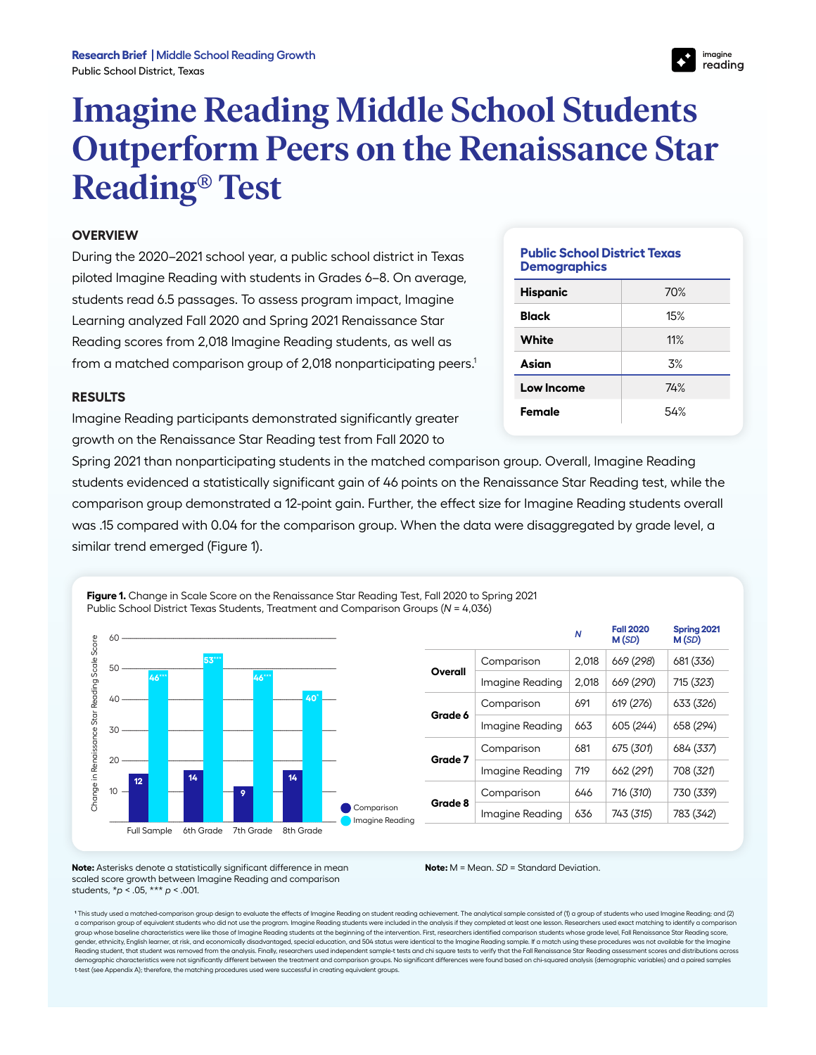**Research Brief** | Middle School Reading Growth
Public School District, Texas

# Imagine Reading Middle School Students Outperform Peers on the Renaissance Star Reading® Test

## OVERVIEW

During the 2020–2021 school year, a public school district in Texas piloted Imagine Reading with students in Grades 6–8. On average, students read 6.5 passages. To assess program impact, Imagine Learning analyzed Fall 2020 and Spring 2021 Renaissance Star Reading scores from 2,018 Imagine Reading students, as well as from a matched comparison group of 2,018 nonparticipating peers.[1]

**Public School District Texas Demographics**

| | |
|---|---|
| **Hispanic** | 70% |
| **Black** | 15% |
| **White** | 11% |
| **Asian** | 3% |
| **Low Income** | 74% |
| **Female** | 54% |

## RESULTS

Imagine Reading participants demonstrated significantly greater growth on the Renaissance Star Reading test from Fall 2020 to Spring 2021 than nonparticipating students in the matched comparison group. Overall, Imagine Reading students evidenced a statistically significant gain of 46 points on the Renaissance Star Reading test, while the comparison group demonstrated a 12-point gain. Further, the effect size for Imagine Reading students overall was .15 compared with 0.04 for the comparison group. When the data were disaggregated by grade level, a similar trend emerged (Figure 1).

**Figure 1.** Change in Scale Score on the Renaissance Star Reading Test, Fall 2020 to Spring 2021 Public School District Texas Students, Treatment and Comparison Groups (*N* = 4,036)

Change in Renaissance Star Reading Scale Score

| | Comparison | Imagine Reading |
|---|---|---|
| Full Sample | 12 | 46*** |
| 6th Grade | 14 | 53*** |
| 7th Grade | 9 | 46*** |
| 8th Grade | 14 | 40* |

| | | *N* | Fall 2020 M (*SD*) | Spring 2021 M (*SD*) |
|---|---|---|---|---|
| **Overall** | Comparison | 2,018 | 669 (*298*) | 681 (*336*) |
| | Imagine Reading | 2,018 | 669 (*290*) | 715 (*323*) |
| **Grade 6** | Comparison | 691 | 619 (*276*) | 633 (*326*) |
| | Imagine Reading | 663 | 605 (*244*) | 658 (*294*) |
| **Grade 7** | Comparison | 681 | 675 (*301*) | 684 (*337*) |
| | Imagine Reading | 719 | 662 (*291*) | 708 (*321*) |
| **Grade 8** | Comparison | 646 | 716 (*310*) | 730 (*339*) |
| | Imagine Reading | 636 | 743 (*315*) | 783 (*342*) |

**Note:** Asterisks denote a statistically significant difference in mean scaled score growth between Imagine Reading and comparison students, \*$p < .05$, \*\*\*$p < .001$.

**Note:** M = Mean. *SD* = Standard Deviation.

[1] This study used a matched-comparison group design to evaluate the effects of Imagine Reading on student reading achievement. The analytical sample consisted of (1) a group of students who used Imagine Reading; and (2) a comparison group of equivalent students who did not use the program. Imagine Reading students were included in the analysis if they completed at least one lesson. Researchers used exact matching to identify a comparison group whose baseline characteristics were like those of Imagine Reading students at the beginning of the intervention. First, researchers identified comparison students whose grade level, Fall Renaissance Star Reading score, gender, ethnicity, English learner, at risk, and economically disadvantaged, special education, and 504 status were identical to the Imagine Reading sample. If a match using these procedures was not available for the Imagine Reading student, that student was removed from the analysis. Finally, researchers used independent sample-t tests and chi square tests to verify that the Fall Renaissance Star Reading assessment scores and distributions across demographic characteristics were not significantly different between the treatment and comparison groups. No significant differences were found based on chi-squared analysis (demographic variables) and a paired samples t-test (see Appendix A); therefore, the matching procedures used were successful in creating equivalent groups.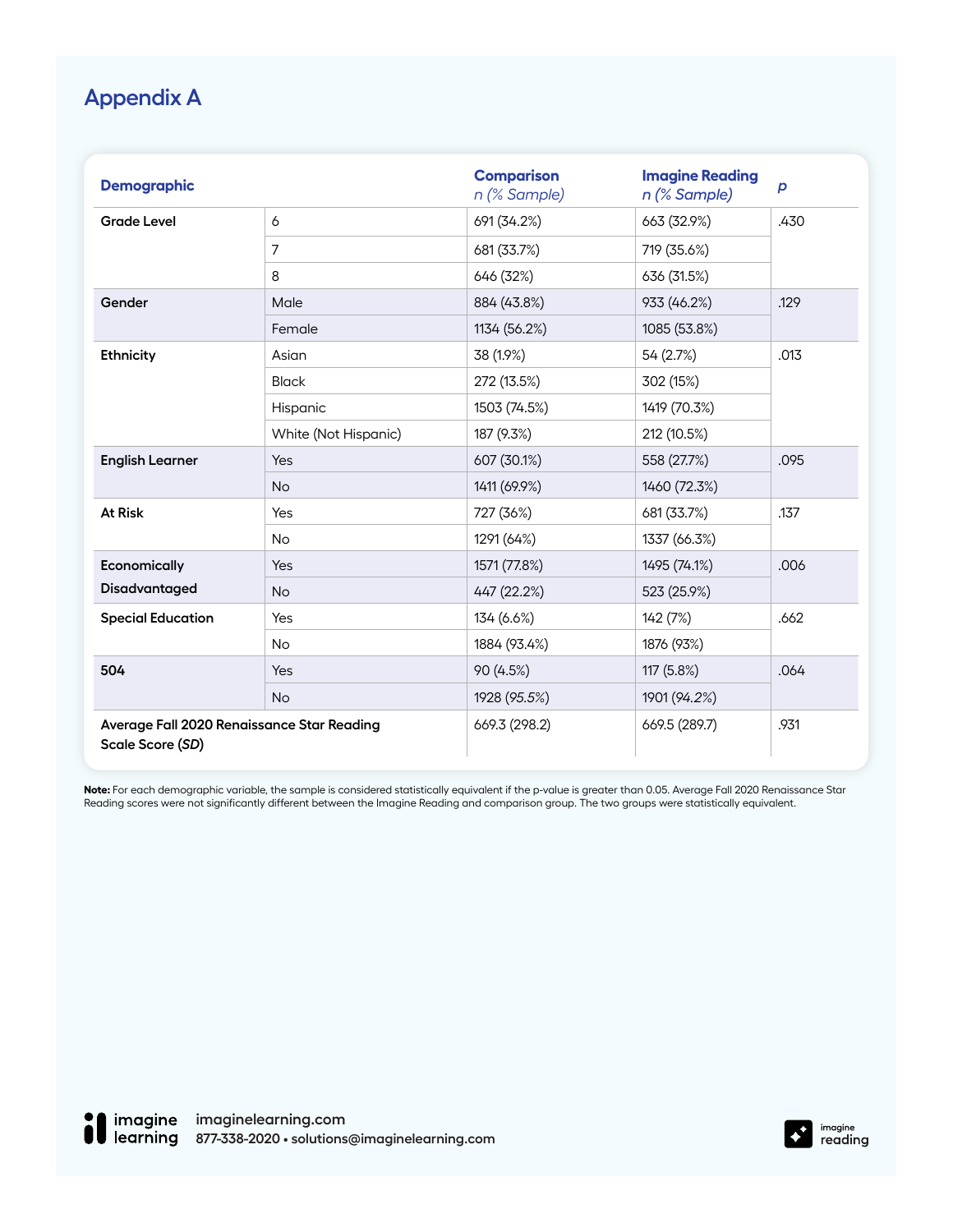# Appendix A

| Demographic | | Comparison *n (% Sample)* | Imagine Reading *n (% Sample)* | *p* |
|---|---|---|---|---|
| **Grade Level** | 6 | 691 (34.2%) | 663 (32.9%) | .430 |
| | 7 | 681 (33.7%) | 719 (35.6%) | |
| | 8 | 646 (32%) | 636 (31.5%) | |
| **Gender** | Male | 884 (43.8%) | 933 (46.2%) | .129 |
| | Female | 1134 (56.2%) | 1085 (53.8%) | |
| **Ethnicity** | Asian | 38 (1.9%) | 54 (2.7%) | .013 |
| | Black | 272 (13.5%) | 302 (15%) | |
| | Hispanic | 1503 (74.5%) | 1419 (70.3%) | |
| | White (Not Hispanic) | 187 (9.3%) | 212 (10.5%) | |
| **English Learner** | Yes | 607 (30.1%) | 558 (27.7%) | .095 |
| | No | 1411 (69.9%) | 1460 (72.3%) | |
| **At Risk** | Yes | 727 (36%) | 681 (33.7%) | .137 |
| | No | 1291 (64%) | 1337 (66.3%) | |
| **Economically Disadvantaged** | Yes | 1571 (77.8%) | 1495 (74.1%) | .006 |
| | No | 447 (22.2%) | 523 (25.9%) | |
| **Special Education** | Yes | 134 (6.6%) | 142 (7%) | .662 |
| | No | 1884 (93.4%) | 1876 (93%) | |
| **504** | Yes | 90 (4.5%) | 117 (5.8%) | .064 |
| | No | 1928 (95.5%) | 1901 (94.2%) | |
| **Average Fall 2020 Renaissance Star Reading Scale Score (*SD*)** | | 669.3 (298.2) | 669.5 (289.7) | .931 |

**Note:** For each demographic variable, the sample is considered statistically equivalent if the p-value is greater than 0.05. Average Fall 2020 Renaissance Star Reading scores were not significantly different between the Imagine Reading and comparison group. The two groups were statistically equivalent.

imagine learning

imaginelearning.com
877-338-2020 • solutions@imaginelearning.com

imagine reading